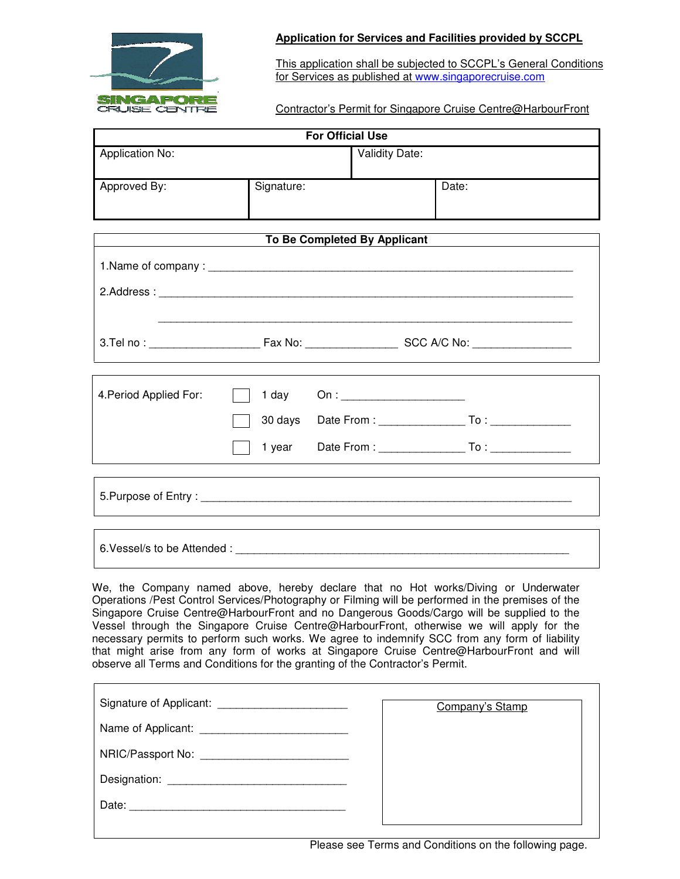SINGAPORE CRUISE CENTRE

**Application for Services and Facilities provided by SCCPL**

This application shall be subjected to SCCPL's General Conditions for Services as published at www.singaporecruise.com

Contractor's Permit for Singapore Cruise Centre@HarbourFront

| For Official Use | | |
|---|---|---|
| Application No: | Validity Date: | |
| Approved By: | Signature: | Date: |

**To Be Completed By Applicant**

1.Name of company : ______________________________________________

2.Address : ______________________________________________

______________________________________________

3.Tel no : ________________ Fax No: ______________ SCC A/C No: ______________

4.Period Applied For:

- ☐ 1 day On : __________________
- ☐ 30 days Date From : ____________ To : ____________
- ☐ 1 year Date From : ____________ To : ____________

5.Purpose of Entry : ______________________________________________

6.Vessel/s to be Attended : ______________________________________________

We, the Company named above, hereby declare that no Hot works/Diving or Underwater Operations /Pest Control Services/Photography or Filming will be performed in the premises of the Singapore Cruise Centre@HarbourFront and no Dangerous Goods/Cargo will be supplied to the Vessel through the Singapore Cruise Centre@HarbourFront, otherwise we will apply for the necessary permits to perform such works. We agree to indemnify SCC from any form of liability that might arise from any form of works at Singapore Cruise Centre@HarbourFront and will observe all Terms and Conditions for the granting of the Contractor's Permit.

Signature of Applicant: ____________________

Name of Applicant: ____________________

NRIC/Passport No: ____________________

Designation: ____________________

Date: ____________________

Company's Stamp

Please see Terms and Conditions on the following page.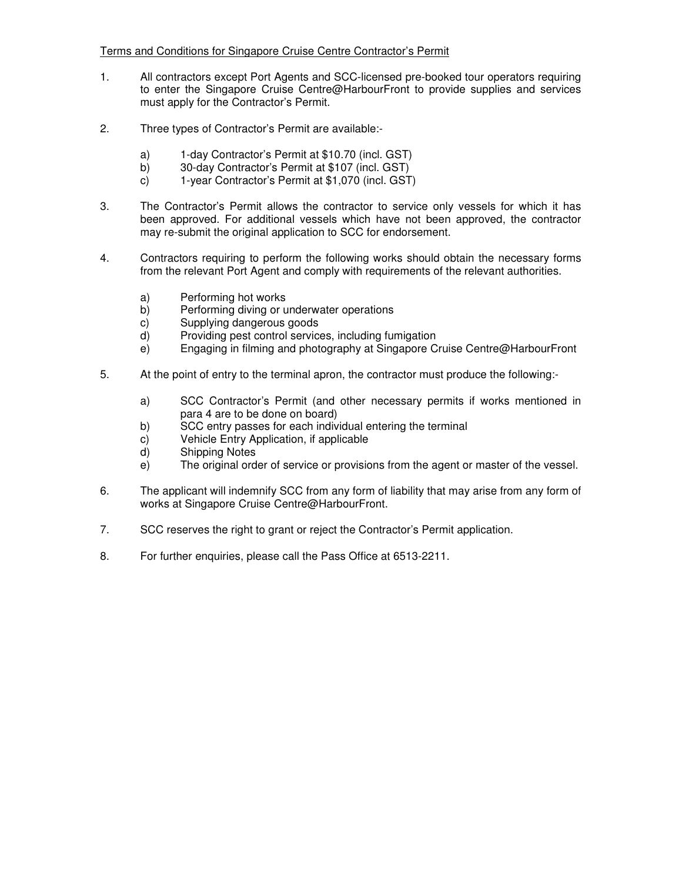Terms and Conditions for Singapore Cruise Centre Contractor's Permit

1. All contractors except Port Agents and SCC-licensed pre-booked tour operators requiring to enter the Singapore Cruise Centre@HarbourFront to provide supplies and services must apply for the Contractor's Permit.

2. Three types of Contractor's Permit are available:-

   a) 1-day Contractor's Permit at $10.70 (incl. GST)
   b) 30-day Contractor's Permit at $107 (incl. GST)
   c) 1-year Contractor's Permit at $1,070 (incl. GST)

3. The Contractor's Permit allows the contractor to service only vessels for which it has been approved. For additional vessels which have not been approved, the contractor may re-submit the original application to SCC for endorsement.

4. Contractors requiring to perform the following works should obtain the necessary forms from the relevant Port Agent and comply with requirements of the relevant authorities.

   a) Performing hot works
   b) Performing diving or underwater operations
   c) Supplying dangerous goods
   d) Providing pest control services, including fumigation
   e) Engaging in filming and photography at Singapore Cruise Centre@HarbourFront

5. At the point of entry to the terminal apron, the contractor must produce the following:-

   a) SCC Contractor's Permit (and other necessary permits if works mentioned in para 4 are to be done on board)
   b) SCC entry passes for each individual entering the terminal
   c) Vehicle Entry Application, if applicable
   d) Shipping Notes
   e) The original order of service or provisions from the agent or master of the vessel.

6. The applicant will indemnify SCC from any form of liability that may arise from any form of works at Singapore Cruise Centre@HarbourFront.

7. SCC reserves the right to grant or reject the Contractor's Permit application.

8. For further enquiries, please call the Pass Office at 6513-2211.